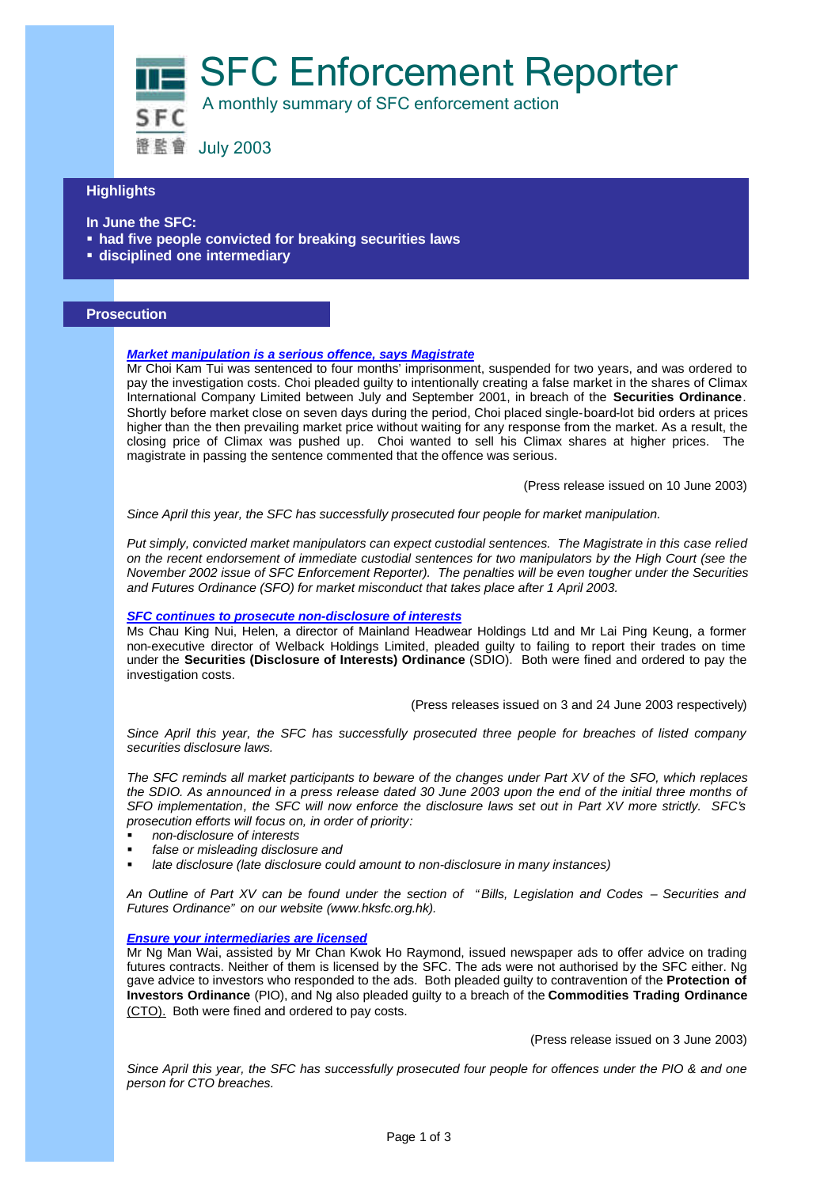# SFC Enforcement Reporter

A monthly summary of SFC enforcement action

July 2003

## Highlights

**In June the SFC:**

- **had five people convicted for breaking securities laws**
- **disciplined one intermediary**

## Prosecution

### *Market manipulation is a serious offence, says Magistrate*

Mr Choi Kam Tui was sentenced to four months' imprisonment, suspended for two years, and was ordered to pay the investigation costs. Choi pleaded guilty to intentionally creating a false market in the shares of Climax International Company Limited between July and September 2001, in breach of the **Securities Ordinance**. Shortly before market close on seven days during the period, Choi placed single-board-lot bid orders at prices higher than the then prevailing market price without waiting for any response from the market. As a result, the closing price of Climax was pushed up. Choi wanted to sell his Climax shares at higher prices. The magistrate in passing the sentence commented that the offence was serious.

(Press release issued on 10 June 2003)

*Since April this year, the SFC has successfully prosecuted four people for market manipulation.*

*Put simply, convicted market manipulators can expect custodial sentences. The Magistrate in this case relied on the recent endorsement of immediate custodial sentences for two manipulators by the High Court (see the November 2002 issue of SFC Enforcement Reporter). The penalties will be even tougher under the Securities and Futures Ordinance (SFO) for market misconduct that takes place after 1 April 2003.*

### *SFC continues to prosecute non-disclosure of interests*

Ms Chau King Nui, Helen, a director of Mainland Headwear Holdings Ltd and Mr Lai Ping Keung, a former non-executive director of Welback Holdings Limited, pleaded guilty to failing to report their trades on time under the **Securities (Disclosure of Interests) Ordinance** (SDIO). Both were fined and ordered to pay the investigation costs.

(Press releases issued on 3 and 24 June 2003 respectively)

*Since April this year, the SFC has successfully prosecuted three people for breaches of listed company securities disclosure laws.*

*The SFC reminds all market participants to beware of the changes under Part XV of the SFO, which replaces the SDIO. As announced in a press release dated 30 June 2003 upon the end of the initial three months of SFO implementation, the SFC will now enforce the disclosure laws set out in Part XV more strictly. SFC's prosecution efforts will focus on, in order of priority:*

- *non-disclosure of interests*
- *false or misleading disclosure and*
- *late disclosure (late disclosure could amount to non-disclosure in many instances)*

*An Outline of Part XV can be found under the section of "Bills, Legislation and Codes – Securities and Futures Ordinance" on our website (www.hksfc.org.hk).*

### *Ensure your intermediaries are licensed*

Mr Ng Man Wai, assisted by Mr Chan Kwok Ho Raymond, issued newspaper ads to offer advice on trading futures contracts. Neither of them is licensed by the SFC. The ads were not authorised by the SFC either. Ng gave advice to investors who responded to the ads. Both pleaded guilty to contravention of the **Protection of Investors Ordinance** (PIO), and Ng also pleaded guilty to a breach of the **Commodities Trading Ordinance** (CTO). Both were fined and ordered to pay costs.

(Press release issued on 3 June 2003)

*Since April this year, the SFC has successfully prosecuted four people for offences under the PIO & and one person for CTO breaches.*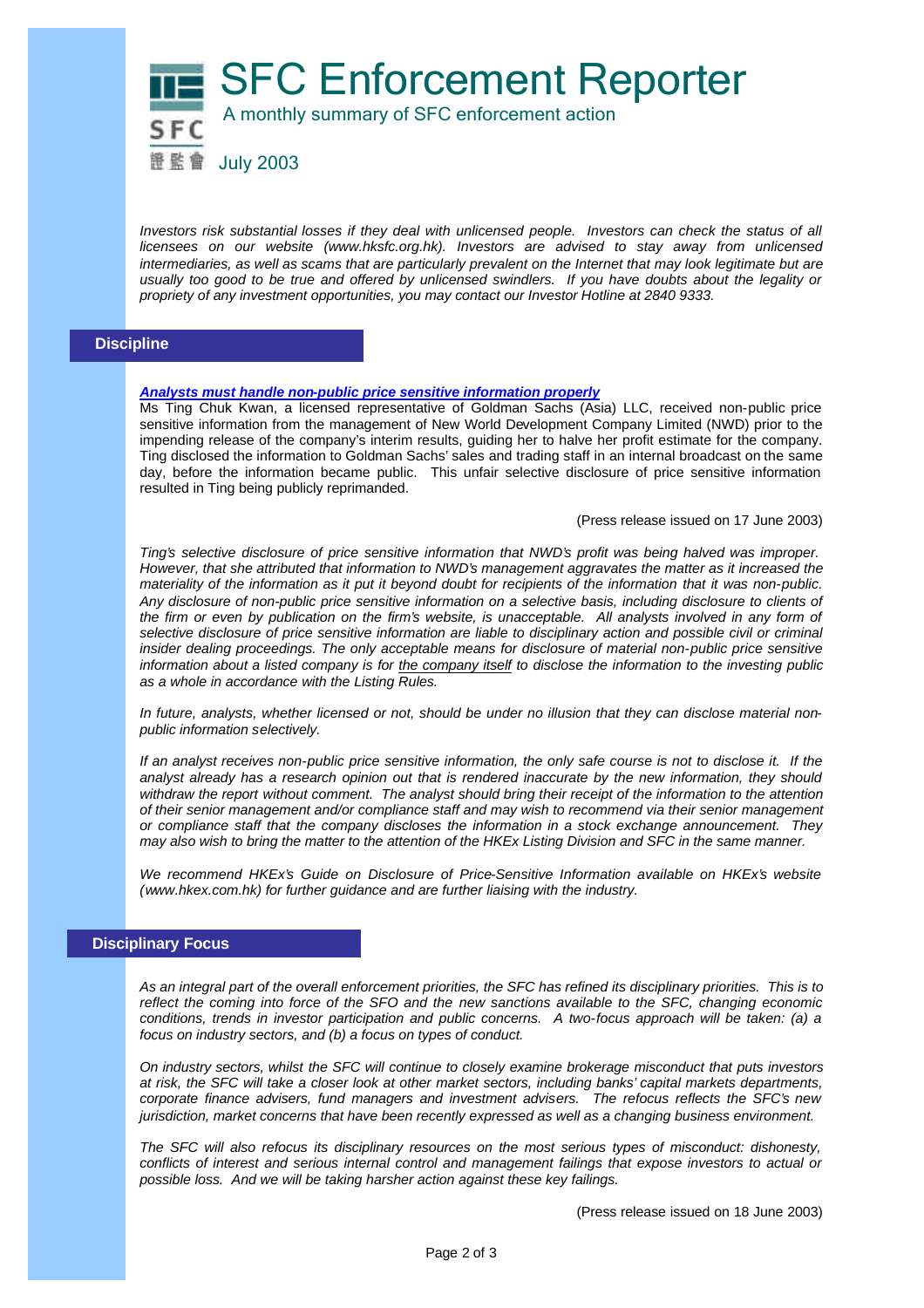# SFC Enforcement Reporter

A monthly summary of SFC enforcement action

July 2003

*Investors risk substantial losses if they deal with unlicensed people. Investors can check the status of all licensees on our website (www.hksfc.org.hk). Investors are advised to stay away from unlicensed intermediaries, as well as scams that are particularly prevalent on the Internet that may look legitimate but are usually too good to be true and offered by unlicensed swindlers. If you have doubts about the legality or propriety of any investment opportunities, you may contact our Investor Hotline at 2840 9333.*

## Discipline

***Analysts must handle non-public price sensitive information properly***

Ms Ting Chuk Kwan, a licensed representative of Goldman Sachs (Asia) LLC, received non-public price sensitive information from the management of New World Development Company Limited (NWD) prior to the impending release of the company's interim results, guiding her to halve her profit estimate for the company. Ting disclosed the information to Goldman Sachs' sales and trading staff in an internal broadcast on the same day, before the information became public. This unfair selective disclosure of price sensitive information resulted in Ting being publicly reprimanded.

(Press release issued on 17 June 2003)

*Ting's selective disclosure of price sensitive information that NWD's profit was being halved was improper. However, that she attributed that information to NWD's management aggravates the matter as it increased the materiality of the information as it put it beyond doubt for recipients of the information that it was non-public. Any disclosure of non-public price sensitive information on a selective basis, including disclosure to clients of the firm or even by publication on the firm's website, is unacceptable. All analysts involved in any form of selective disclosure of price sensitive information are liable to disciplinary action and possible civil or criminal insider dealing proceedings. The only acceptable means for disclosure of material non-public price sensitive information about a listed company is for the company itself to disclose the information to the investing public as a whole in accordance with the Listing Rules.*

*In future, analysts, whether licensed or not, should be under no illusion that they can disclose material non-public information selectively.*

*If an analyst receives non-public price sensitive information, the only safe course is not to disclose it. If the analyst already has a research opinion out that is rendered inaccurate by the new information, they should withdraw the report without comment. The analyst should bring their receipt of the information to the attention of their senior management and/or compliance staff and may wish to recommend via their senior management or compliance staff that the company discloses the information in a stock exchange announcement. They may also wish to bring the matter to the attention of the HKEx Listing Division and SFC in the same manner.*

*We recommend HKEx's Guide on Disclosure of Price-Sensitive Information available on HKEx's website (www.hkex.com.hk) for further guidance and are further liaising with the industry.*

## Disciplinary Focus

*As an integral part of the overall enforcement priorities, the SFC has refined its disciplinary priorities. This is to reflect the coming into force of the SFO and the new sanctions available to the SFC, changing economic conditions, trends in investor participation and public concerns. A two-focus approach will be taken: (a) a focus on industry sectors, and (b) a focus on types of conduct.*

*On industry sectors, whilst the SFC will continue to closely examine brokerage misconduct that puts investors at risk, the SFC will take a closer look at other market sectors, including banks' capital markets departments, corporate finance advisers, fund managers and investment advisers. The refocus reflects the SFC's new jurisdiction, market concerns that have been recently expressed as well as a changing business environment.*

*The SFC will also refocus its disciplinary resources on the most serious types of misconduct: dishonesty, conflicts of interest and serious internal control and management failings that expose investors to actual or possible loss. And we will be taking harsher action against these key failings.*

(Press release issued on 18 June 2003)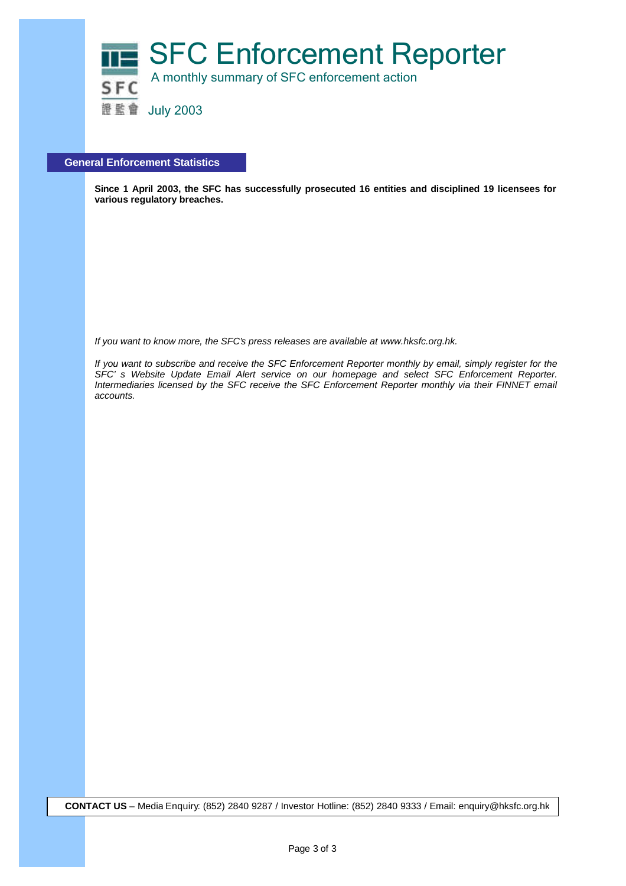# SFC Enforcement Reporter

A monthly summary of SFC enforcement action

July 2003

## General Enforcement Statistics

**Since 1 April 2003, the SFC has successfully prosecuted 16 entities and disciplined 19 licensees for various regulatory breaches.**

*If you want to know more, the SFC's press releases are available at www.hksfc.org.hk.*

*If you want to subscribe and receive the SFC Enforcement Reporter monthly by email, simply register for the SFC' s Website Update Email Alert service on our homepage and select SFC Enforcement Reporter. Intermediaries licensed by the SFC receive the SFC Enforcement Reporter monthly via their FINNET email accounts.*

**CONTACT US** – Media Enquiry: (852) 2840 9287 / Investor Hotline: (852) 2840 9333 / Email: enquiry@hksfc.org.hk